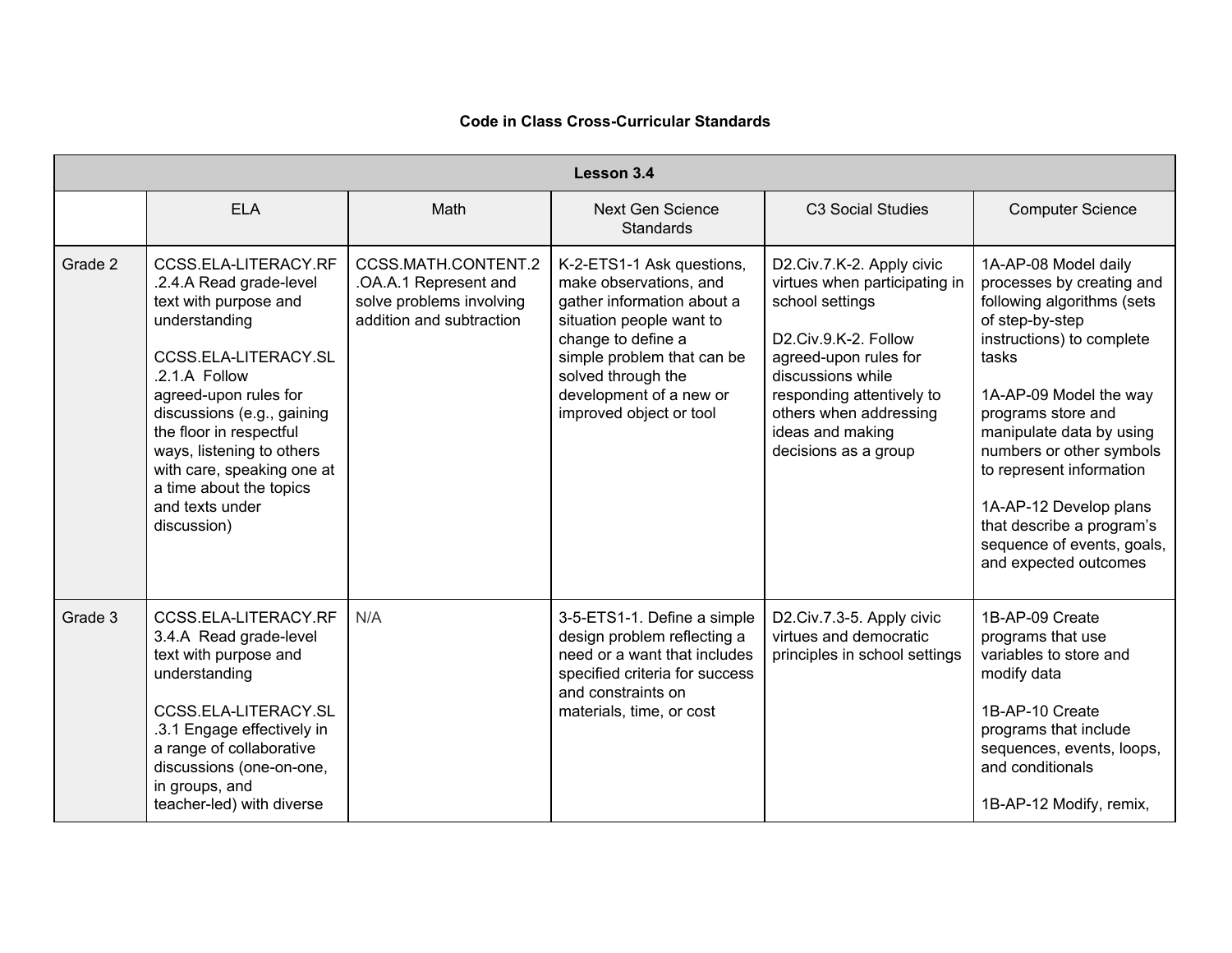**Code in Class Cross-Curricular Standards**

| Lesson 3.4 | | | | | |
|---|---|---|---|---|---|
| | ELA | Math | Next Gen Science Standards | C3 Social Studies | Computer Science |
| Grade 2 | CCSS.ELA-LITERACY.RF.2.4.A Read grade-level text with purpose and understanding<br><br>CCSS.ELA-LITERACY.SL.2.1.A Follow agreed-upon rules for discussions (e.g., gaining the floor in respectful ways, listening to others with care, speaking one at a time about the topics and texts under discussion) | CCSS.MATH.CONTENT.2.OA.A.1 Represent and solve problems involving addition and subtraction | K-2-ETS1-1 Ask questions, make observations, and gather information about a situation people want to change to define a simple problem that can be solved through the development of a new or improved object or tool | D2.Civ.7.K-2. Apply civic virtues when participating in school settings<br><br>D2.Civ.9.K-2. Follow agreed-upon rules for discussions while responding attentively to others when addressing ideas and making decisions as a group | 1A-AP-08 Model daily processes by creating and following algorithms (sets of step-by-step instructions) to complete tasks<br><br>1A-AP-09 Model the way programs store and manipulate data by using numbers or other symbols to represent information<br><br>1A-AP-12 Develop plans that describe a program's sequence of events, goals, and expected outcomes |
| Grade 3 | CCSS.ELA-LITERACY.RF3.4.A Read grade-level text with purpose and understanding<br><br>CCSS.ELA-LITERACY.SL.3.1 Engage effectively in a range of collaborative discussions (one-on-one, in groups, and teacher-led) with diverse | N/A | 3-5-ETS1-1. Define a simple design problem reflecting a need or a want that includes specified criteria for success and constraints on materials, time, or cost | D2.Civ.7.3-5. Apply civic virtues and democratic principles in school settings | 1B-AP-09 Create programs that use variables to store and modify data<br><br>1B-AP-10 Create programs that include sequences, events, loops, and conditionals<br><br>1B-AP-12 Modify, remix, |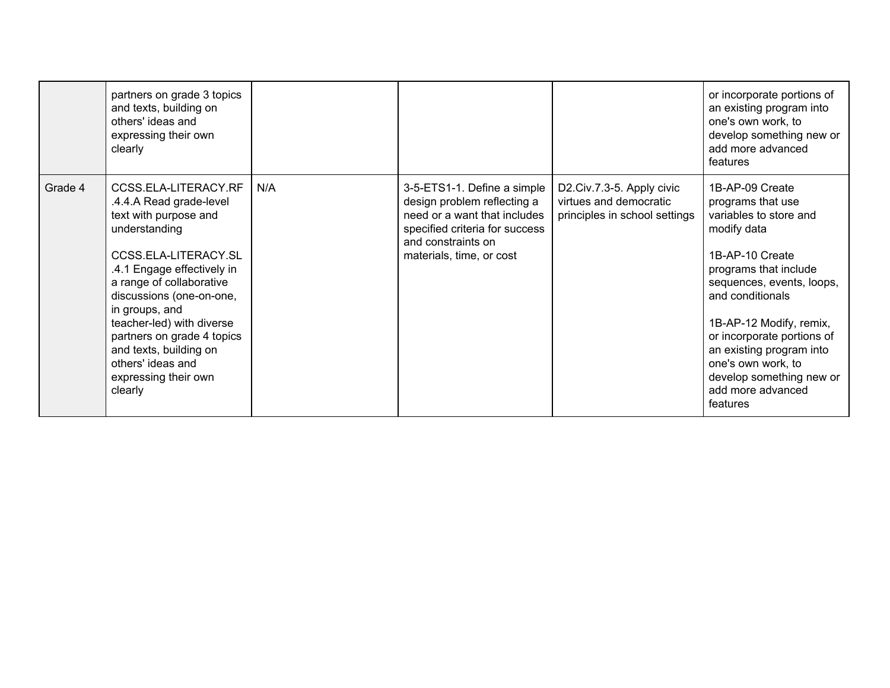| | | | | | |
|---|---|---|---|---|---|
| | partners on grade 3 topics and texts, building on others' ideas and expressing their own clearly | | | | or incorporate portions of an existing program into one's own work, to develop something new or add more advanced features |
| Grade 4 | CCSS.ELA-LITERACY.RF.4.4.A Read grade-level text with purpose and understanding<br><br>CCSS.ELA-LITERACY.SL.4.1 Engage effectively in a range of collaborative discussions (one-on-one, in groups, and teacher-led) with diverse partners on grade 4 topics and texts, building on others' ideas and expressing their own clearly | N/A | 3-5-ETS1-1. Define a simple design problem reflecting a need or a want that includes specified criteria for success and constraints on materials, time, or cost | D2.Civ.7.3-5. Apply civic virtues and democratic principles in school settings | 1B-AP-09 Create programs that use variables to store and modify data<br><br>1B-AP-10 Create programs that include sequences, events, loops, and conditionals<br><br>1B-AP-12 Modify, remix, or incorporate portions of an existing program into one's own work, to develop something new or add more advanced features |